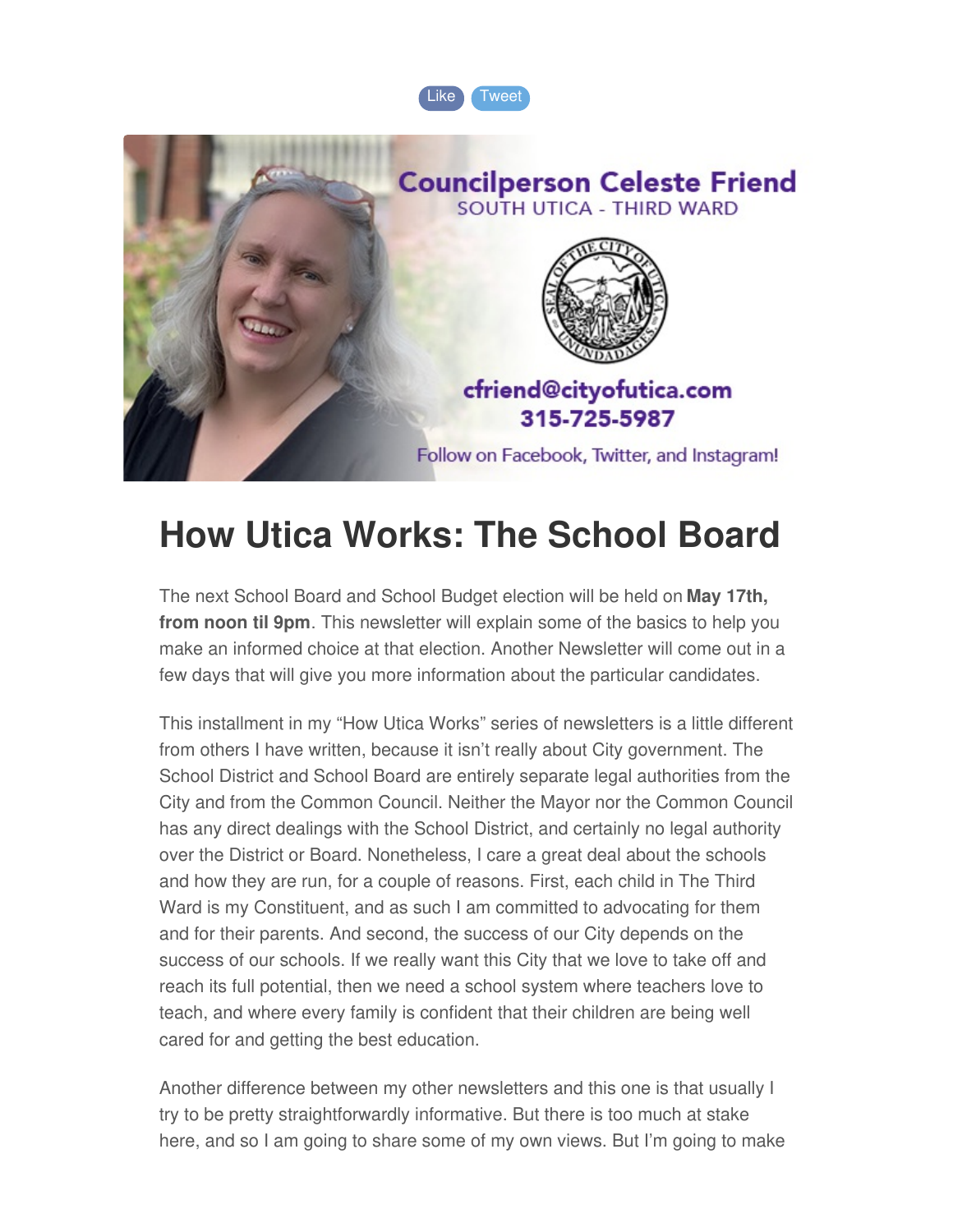Like Tweet

Councilperson Celeste Friend
SOUTH UTICA - THIRD WARD

cfriend@cityofutica.com
315-725-5987

Follow on Facebook, Twitter, and Instagram!

# How Utica Works: The School Board

The next School Board and School Budget election will be held on **May 17th, from noon til 9pm**. This newsletter will explain some of the basics to help you make an informed choice at that election. Another Newsletter will come out in a few days that will give you more information about the particular candidates.

This installment in my "How Utica Works" series of newsletters is a little different from others I have written, because it isn't really about City government. The School District and School Board are entirely separate legal authorities from the City and from the Common Council. Neither the Mayor nor the Common Council has any direct dealings with the School District, and certainly no legal authority over the District or Board. Nonetheless, I care a great deal about the schools and how they are run, for a couple of reasons. First, each child in The Third Ward is my Constituent, and as such I am committed to advocating for them and for their parents. And second, the success of our City depends on the success of our schools. If we really want this City that we love to take off and reach its full potential, then we need a school system where teachers love to teach, and where every family is confident that their children are being well cared for and getting the best education.

Another difference between my other newsletters and this one is that usually I try to be pretty straightforwardly informative. But there is too much at stake here, and so I am going to share some of my own views. But I'm going to make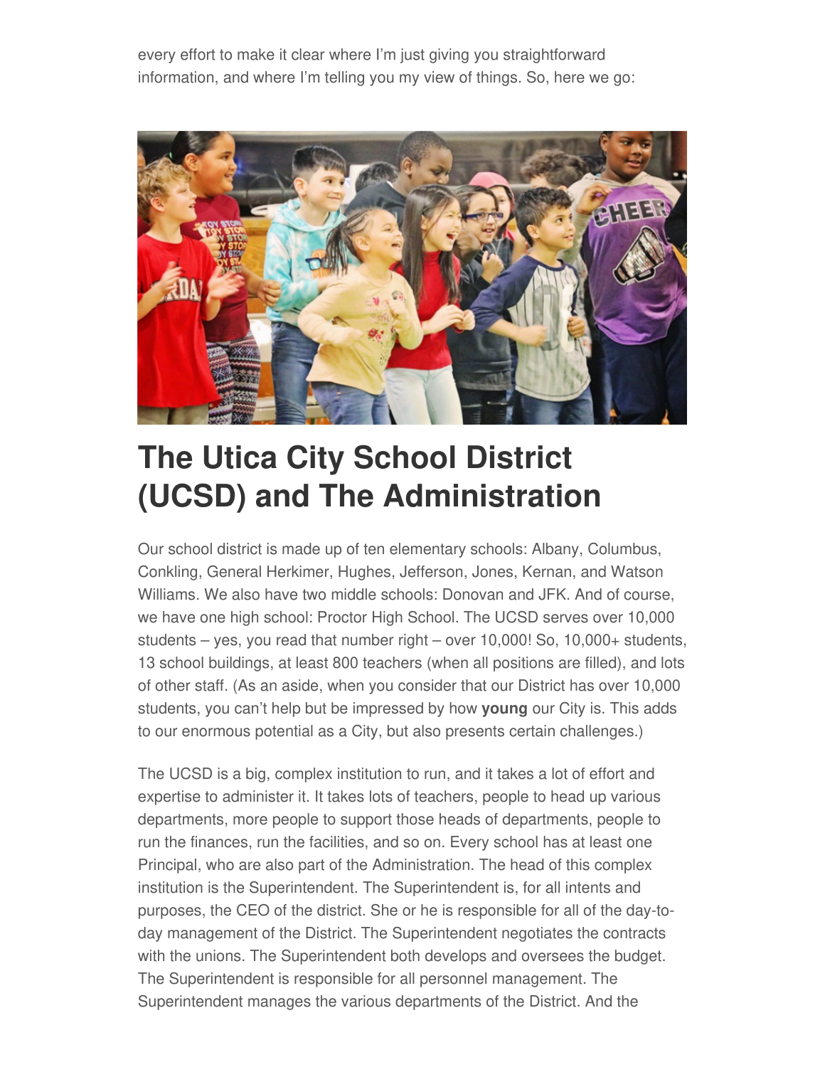every effort to make it clear where I'm just giving you straightforward information, and where I'm telling you my view of things. So, here we go:

# The Utica City School District (UCSD) and The Administration

Our school district is made up of ten elementary schools: Albany, Columbus, Conkling, General Herkimer, Hughes, Jefferson, Jones, Kernan, and Watson Williams. We also have two middle schools: Donovan and JFK. And of course, we have one high school: Proctor High School. The UCSD serves over 10,000 students – yes, you read that number right – over 10,000! So, 10,000+ students, 13 school buildings, at least 800 teachers (when all positions are filled), and lots of other staff. (As an aside, when you consider that our District has over 10,000 students, you can't help but be impressed by how **young** our City is. This adds to our enormous potential as a City, but also presents certain challenges.)

The UCSD is a big, complex institution to run, and it takes a lot of effort and expertise to administer it. It takes lots of teachers, people to head up various departments, more people to support those heads of departments, people to run the finances, run the facilities, and so on. Every school has at least one Principal, who are also part of the Administration. The head of this complex institution is the Superintendent. The Superintendent is, for all intents and purposes, the CEO of the district. She or he is responsible for all of the day-to-day management of the District. The Superintendent negotiates the contracts with the unions. The Superintendent both develops and oversees the budget. The Superintendent is responsible for all personnel management. The Superintendent manages the various departments of the District. And the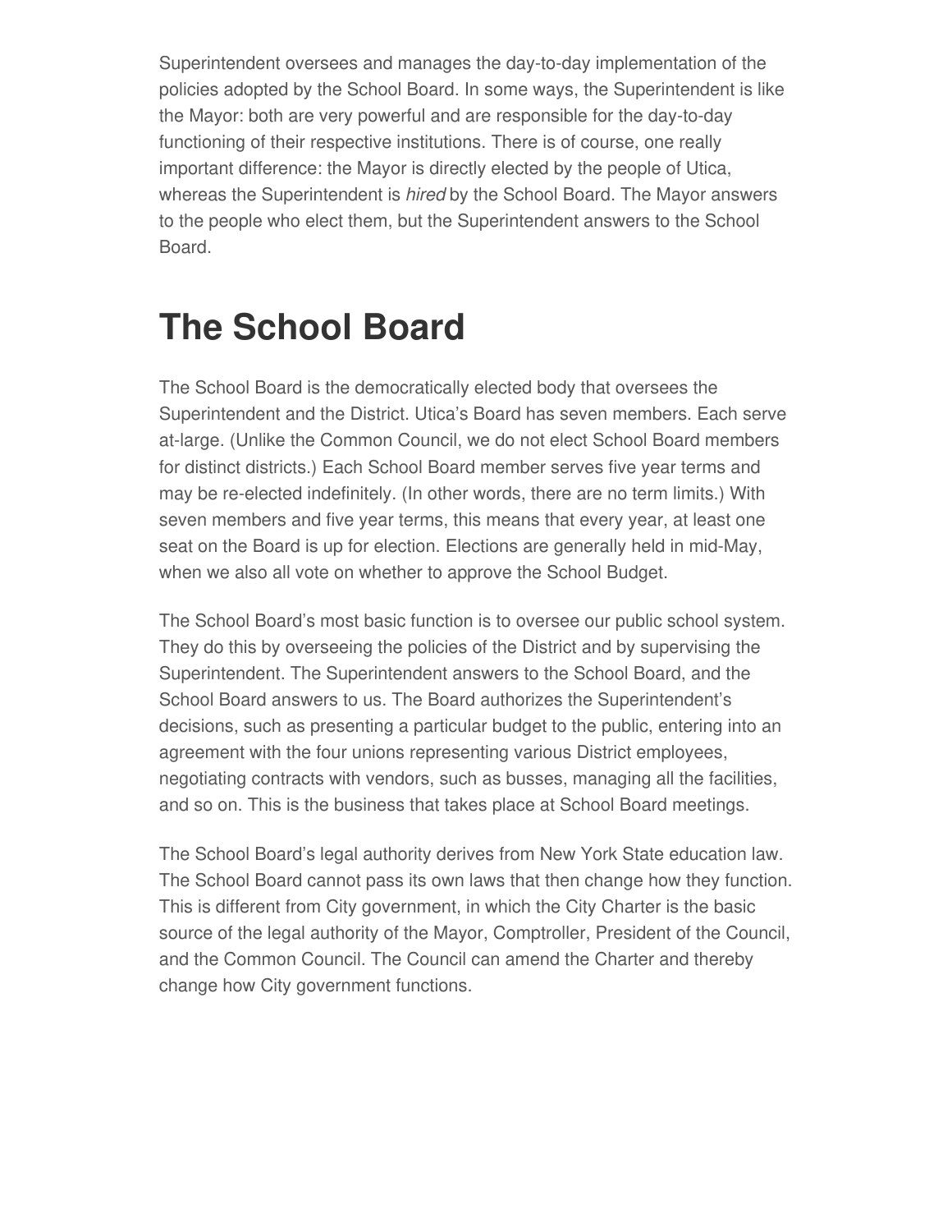Superintendent oversees and manages the day-to-day implementation of the policies adopted by the School Board. In some ways, the Superintendent is like the Mayor: both are very powerful and are responsible for the day-to-day functioning of their respective institutions. There is of course, one really important difference: the Mayor is directly elected by the people of Utica, whereas the Superintendent is *hired* by the School Board. The Mayor answers to the people who elect them, but the Superintendent answers to the School Board.

# The School Board

The School Board is the democratically elected body that oversees the Superintendent and the District. Utica's Board has seven members. Each serve at-large. (Unlike the Common Council, we do not elect School Board members for distinct districts.) Each School Board member serves five year terms and may be re-elected indefinitely. (In other words, there are no term limits.) With seven members and five year terms, this means that every year, at least one seat on the Board is up for election. Elections are generally held in mid-May, when we also all vote on whether to approve the School Budget.

The School Board's most basic function is to oversee our public school system. They do this by overseeing the policies of the District and by supervising the Superintendent. The Superintendent answers to the School Board, and the School Board answers to us. The Board authorizes the Superintendent's decisions, such as presenting a particular budget to the public, entering into an agreement with the four unions representing various District employees, negotiating contracts with vendors, such as busses, managing all the facilities, and so on. This is the business that takes place at School Board meetings.

The School Board's legal authority derives from New York State education law. The School Board cannot pass its own laws that then change how they function. This is different from City government, in which the City Charter is the basic source of the legal authority of the Mayor, Comptroller, President of the Council, and the Common Council. The Council can amend the Charter and thereby change how City government functions.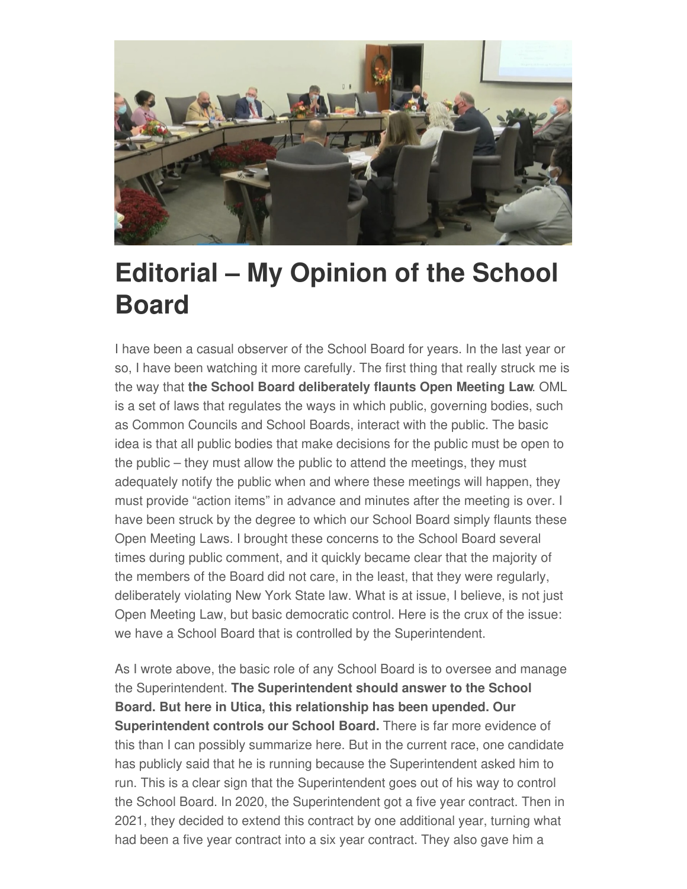# Editorial – My Opinion of the School Board

I have been a casual observer of the School Board for years. In the last year or so, I have been watching it more carefully. The first thing that really struck me is the way that **the School Board deliberately flaunts Open Meeting Law**. OML is a set of laws that regulates the ways in which public, governing bodies, such as Common Councils and School Boards, interact with the public. The basic idea is that all public bodies that make decisions for the public must be open to the public – they must allow the public to attend the meetings, they must adequately notify the public when and where these meetings will happen, they must provide "action items" in advance and minutes after the meeting is over. I have been struck by the degree to which our School Board simply flaunts these Open Meeting Laws. I brought these concerns to the School Board several times during public comment, and it quickly became clear that the majority of the members of the Board did not care, in the least, that they were regularly, deliberately violating New York State law. What is at issue, I believe, is not just Open Meeting Law, but basic democratic control. Here is the crux of the issue: we have a School Board that is controlled by the Superintendent.

As I wrote above, the basic role of any School Board is to oversee and manage the Superintendent. **The Superintendent should answer to the School Board. But here in Utica, this relationship has been upended. Our Superintendent controls our School Board.** There is far more evidence of this than I can possibly summarize here. But in the current race, one candidate has publicly said that he is running because the Superintendent asked him to run. This is a clear sign that the Superintendent goes out of his way to control the School Board. In 2020, the Superintendent got a five year contract. Then in 2021, they decided to extend this contract by one additional year, turning what had been a five year contract into a six year contract. They also gave him a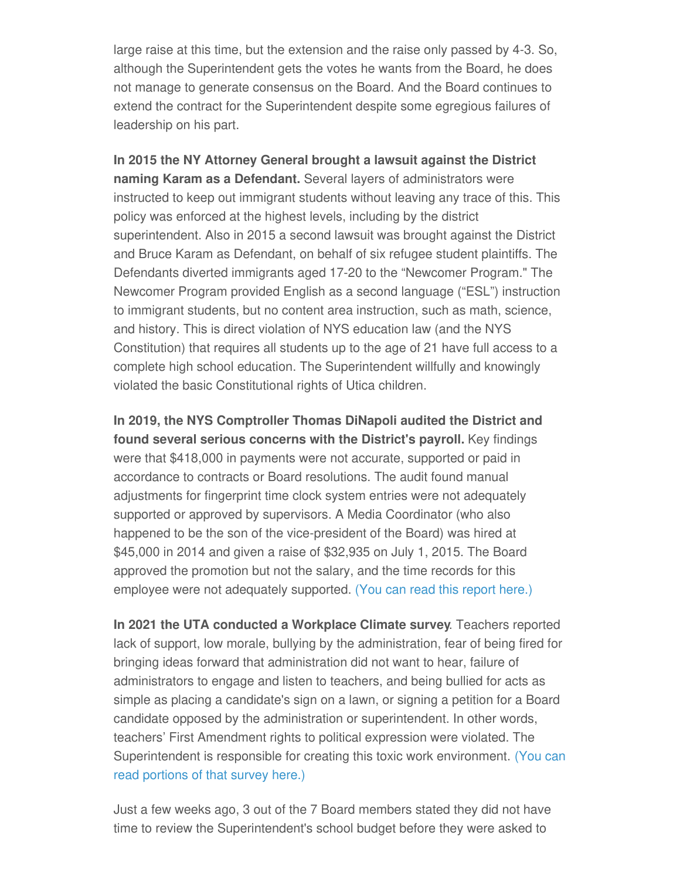large raise at this time, but the extension and the raise only passed by 4-3. So, although the Superintendent gets the votes he wants from the Board, he does not manage to generate consensus on the Board. And the Board continues to extend the contract for the Superintendent despite some egregious failures of leadership on his part.

**In 2015 the NY Attorney General brought a lawsuit against the District naming Karam as a Defendant.** Several layers of administrators were instructed to keep out immigrant students without leaving any trace of this. This policy was enforced at the highest levels, including by the district superintendent. Also in 2015 a second lawsuit was brought against the District and Bruce Karam as Defendant, on behalf of six refugee student plaintiffs. The Defendants diverted immigrants aged 17-20 to the "Newcomer Program." The Newcomer Program provided English as a second language ("ESL") instruction to immigrant students, but no content area instruction, such as math, science, and history. This is direct violation of NYS education law (and the NYS Constitution) that requires all students up to the age of 21 have full access to a complete high school education. The Superintendent willfully and knowingly violated the basic Constitutional rights of Utica children.

**In 2019, the NYS Comptroller Thomas DiNapoli audited the District and found several serious concerns with the District's payroll.** Key findings were that $418,000 in payments were not accurate, supported or paid in accordance to contracts or Board resolutions. The audit found manual adjustments for fingerprint time clock system entries were not adequately supported or approved by supervisors. A Media Coordinator (who also happened to be the son of the vice-president of the Board) was hired at $45,000 in 2014 and given a raise of $32,935 on July 1, 2015. The Board approved the promotion but not the salary, and the time records for this employee were not adequately supported. (You can read this report here.)

**In 2021 the UTA conducted a Workplace Climate survey**. Teachers reported lack of support, low morale, bullying by the administration, fear of being fired for bringing ideas forward that administration did not want to hear, failure of administrators to engage and listen to teachers, and being bullied for acts as simple as placing a candidate's sign on a lawn, or signing a petition for a Board candidate opposed by the administration or superintendent. In other words, teachers' First Amendment rights to political expression were violated. The Superintendent is responsible for creating this toxic work environment. (You can read portions of that survey here.)

Just a few weeks ago, 3 out of the 7 Board members stated they did not have time to review the Superintendent's school budget before they were asked to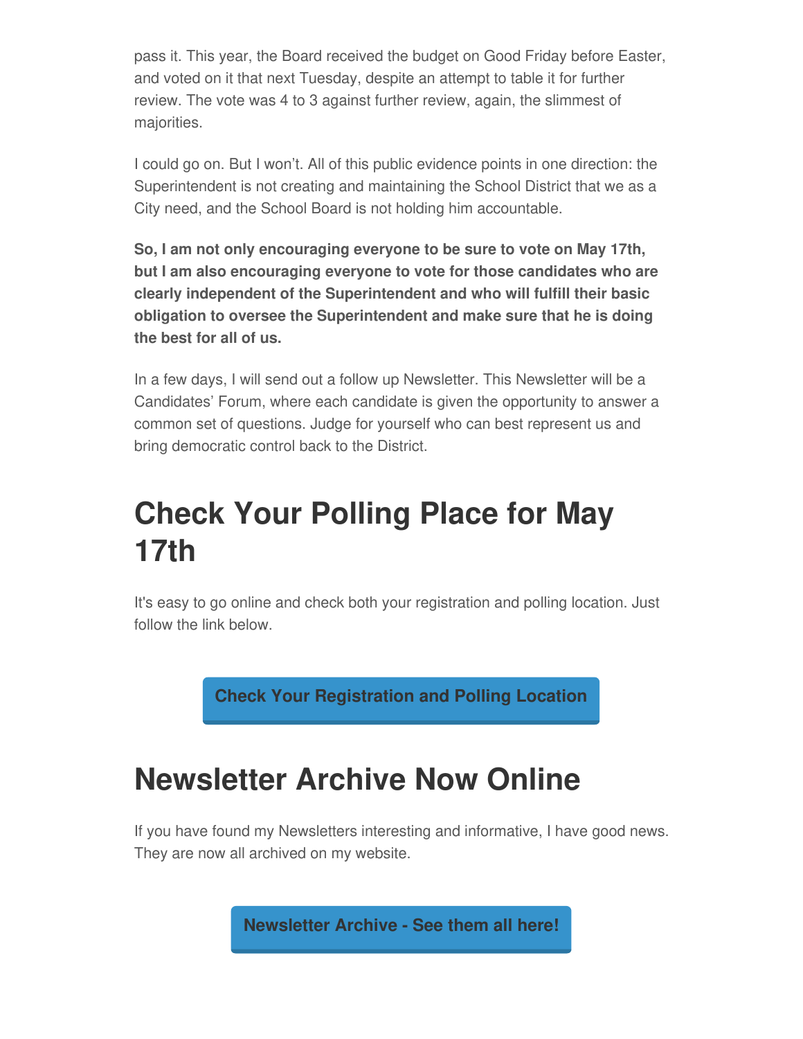pass it. This year, the Board received the budget on Good Friday before Easter, and voted on it that next Tuesday, despite an attempt to table it for further review. The vote was 4 to 3 against further review, again, the slimmest of majorities.

I could go on. But I won't. All of this public evidence points in one direction: the Superintendent is not creating and maintaining the School District that we as a City need, and the School Board is not holding him accountable.

**So, I am not only encouraging everyone to be sure to vote on May 17th, but I am also encouraging everyone to vote for those candidates who are clearly independent of the Superintendent and who will fulfill their basic obligation to oversee the Superintendent and make sure that he is doing the best for all of us.**

In a few days, I will send out a follow up Newsletter. This Newsletter will be a Candidates' Forum, where each candidate is given the opportunity to answer a common set of questions. Judge for yourself who can best represent us and bring democratic control back to the District.

# Check Your Polling Place for May 17th

It's easy to go online and check both your registration and polling location. Just follow the link below.

**Check Your Registration and Polling Location**

# Newsletter Archive Now Online

If you have found my Newsletters interesting and informative, I have good news. They are now all archived on my website.

**Newsletter Archive - See them all here!**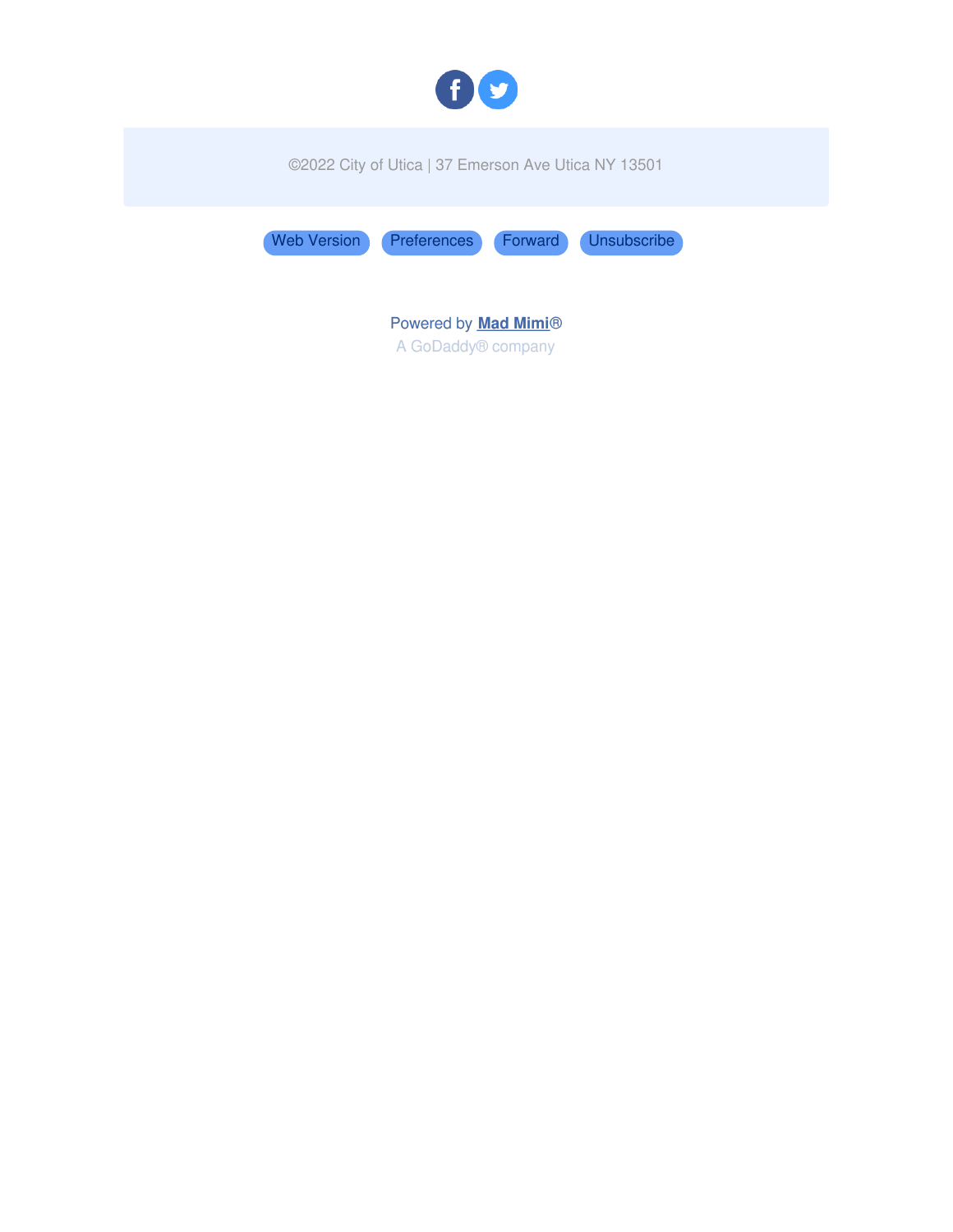©2022 City of Utica | 37 Emerson Ave Utica NY 13501

Web Version Preferences Forward Unsubscribe

Powered by **Mad Mimi**®

A GoDaddy® company